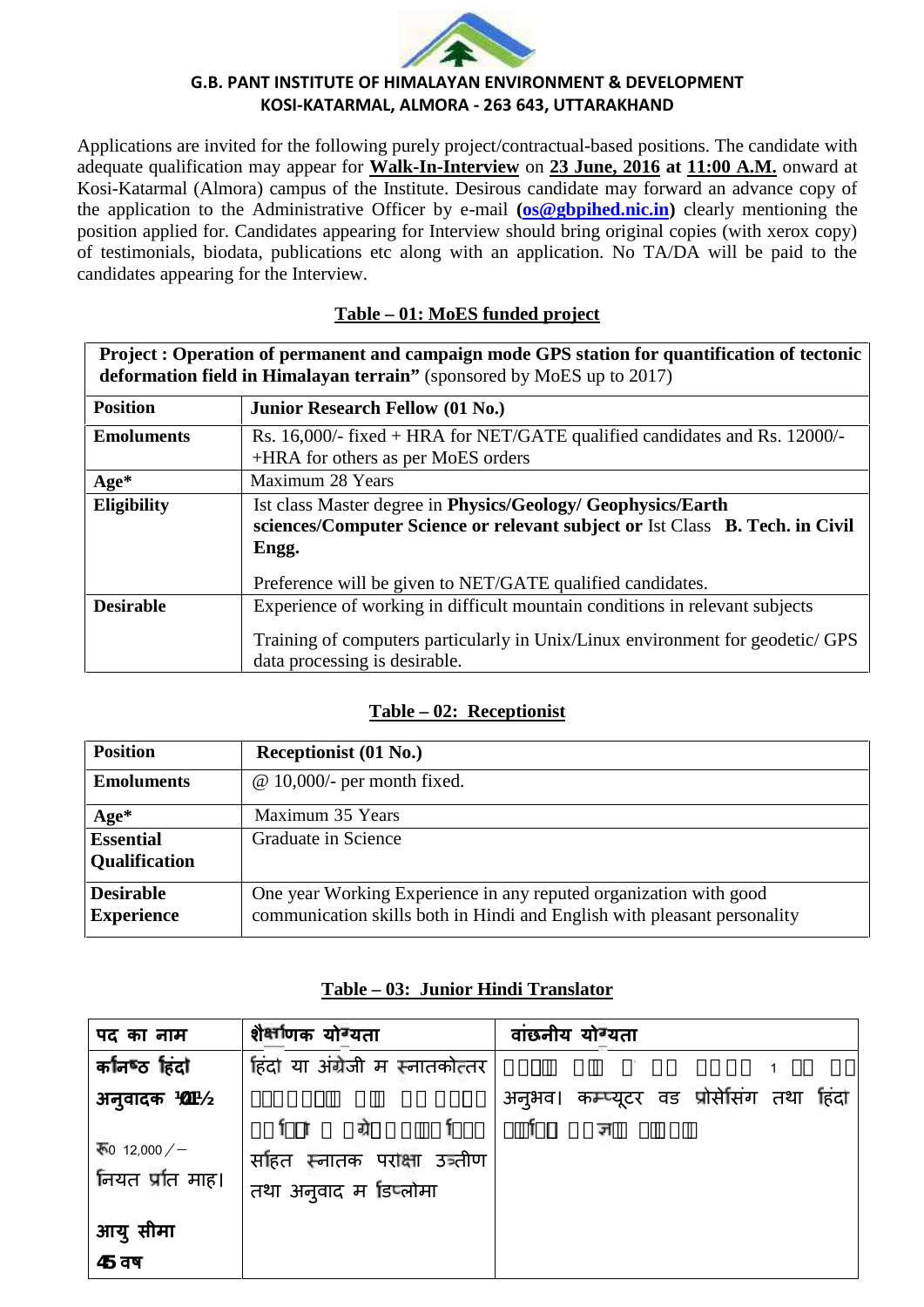**G.B. PANT INSTITUTE OF HIMALAYAN ENVIRONMENT & DEVELOPMENT**
**KOSI-KATARMAL, ALMORA - 263 643, UTTARAKHAND**

Applications are invited for the following purely project/contractual-based positions. The candidate with adequate qualification may appear for **Walk-In-Interview** on **23 June, 2016 at 11:00 A.M.** onward at Kosi-Katarmal (Almora) campus of the Institute. Desirous candidate may forward an advance copy of the application to the Administrative Officer by e-mail **(os@gbpihed.nic.in)** clearly mentioning the position applied for. Candidates appearing for Interview should bring original copies (with xerox copy) of testimonials, biodata, publications etc along with an application. No TA/DA will be paid to the candidates appearing for the Interview.

**Table – 01: MoES funded project**

| **Project : Operation of permanent and campaign mode GPS station for quantification of tectonic deformation field in Himalayan terrain"** (sponsored by MoES up to 2017) | |
|---|---|
| **Position** | **Junior Research Fellow (01 No.)** |
| **Emoluments** | Rs. 16,000/- fixed + HRA for NET/GATE qualified candidates and Rs. 12000/- +HRA for others as per MoES orders |
| **Age*** | Maximum 28 Years |
| **Eligibility** | Ist class Master degree in **Physics/Geology/ Geophysics/Earth sciences/Computer Science or relevant subject or** Ist Class **B. Tech. in Civil Engg.**<br><br>Preference will be given to NET/GATE qualified candidates. |
| **Desirable** | Experience of working in difficult mountain conditions in relevant subjects<br><br>Training of computers particularly in Unix/Linux environment for geodetic/ GPS data processing is desirable. |

**Table – 02: Receptionist**

| **Position** | **Receptionist (01 No.)** |
|---|---|
| **Emoluments** | @ 10,000/- per month fixed. |
| **Age*** | Maximum 35 Years |
| **Essential Qualification** | Graduate in Science |
| **Desirable Experience** | One year Working Experience in any reputed organization with good communication skills both in Hindi and English with pleasant personality |

**Table – 03: Junior Hindi Translator**

| **पद का नाम** | **शैक्षणिक योग्यता** | **वांछनीय योग्यता** |
|---|---|---|
| **कनिष्ठ हिंदी अनुवादक (01)**<br><br>रू0 12,000/– नियत प्रति माह।<br><br>**आयु सीमा 45 वर्ष** | हिंदी या अंग्रेजी में स्नातकोत्तर ... अंग्रेजी ... सहित स्नातक परीक्षा उत्तीर्ण तथा अनुवाद में डिप्लोमा | ... 1 ... अनुभव। कम्प्यूटर वर्ड प्रोसेसिंग तथा हिंदी ... |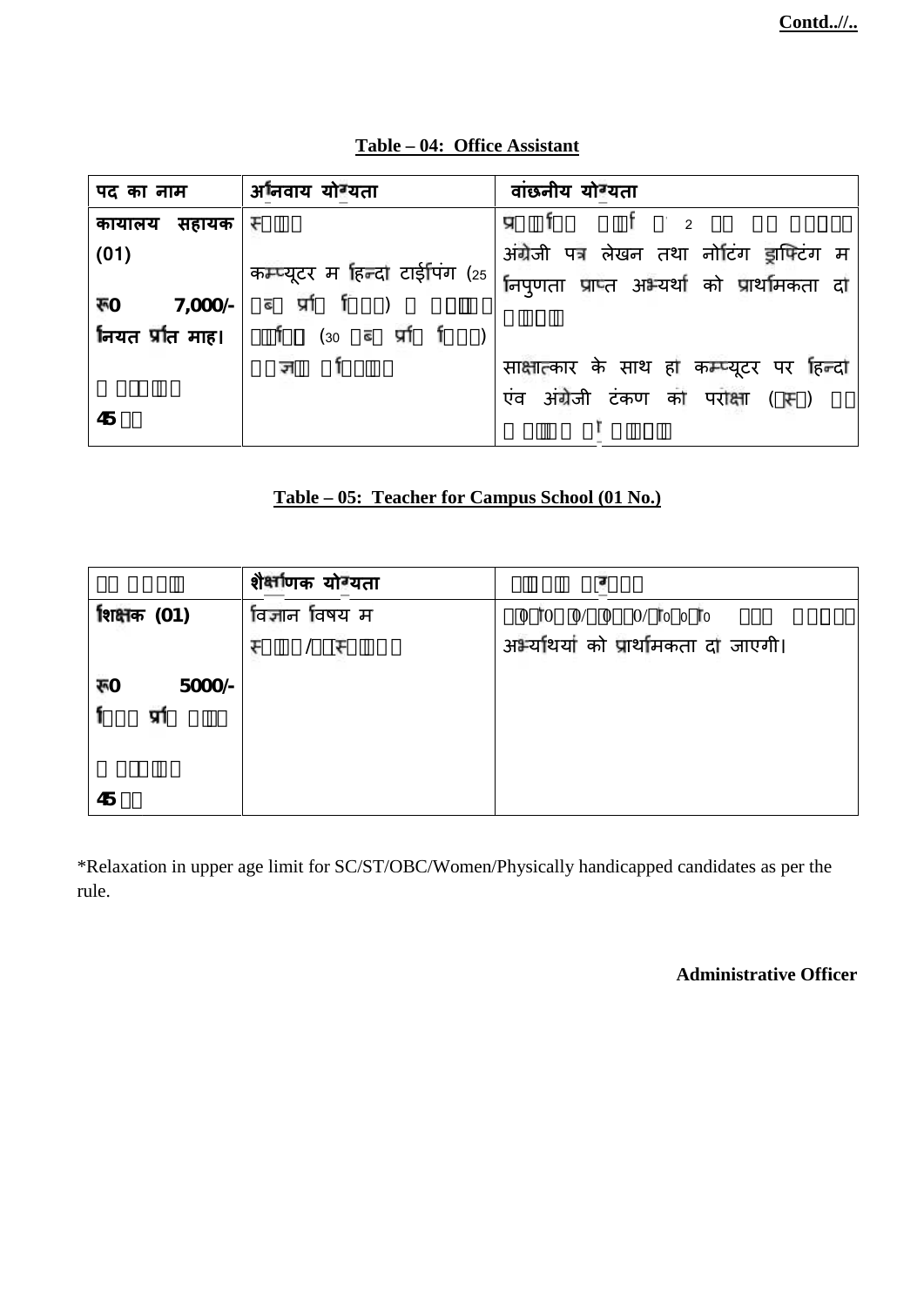**Contd..//..**

**Table – 04: Office Assistant**

| पद का नाम | अनिवार्य योग्यता | वांछनीय योग्यता |
|---|---|---|
| कार्यालय सहायक (01)<br><br>रू0 7,000/- नियत प्रति माह।<br><br>45 | स<br><br>कम्प्यूटर म हिन्दी टाईपिंग (25 ) (30 ) | प्र 2 अंग्रेजी पत्र लेखन तथा नोटिंग ड्राफ्टिंग म निपुणता प्राप्त अभ्यर्थी को प्राथमिकता दी<br><br>साक्षात्कार के साथ ही कम्प्यूटर पर हिन्दी एवं अंग्रेजी टंकण की परीक्षा (स) |

**Table – 05: Teacher for Campus School (01 No.)**

| | शैक्षणिक योग्यता | |
|---|---|---|
| शिक्षक (01)<br><br>रू0 5000/- प्रति<br><br>45 | विज्ञान विषय म स / स | 0 0 0/ 0 0/ 0 0 0 अभ्यर्थियों को प्राथमिकता दी जाएगी। |

*Relaxation in upper age limit for SC/ST/OBC/Women/Physically handicapped candidates as per the rule.

**Administrative Officer**